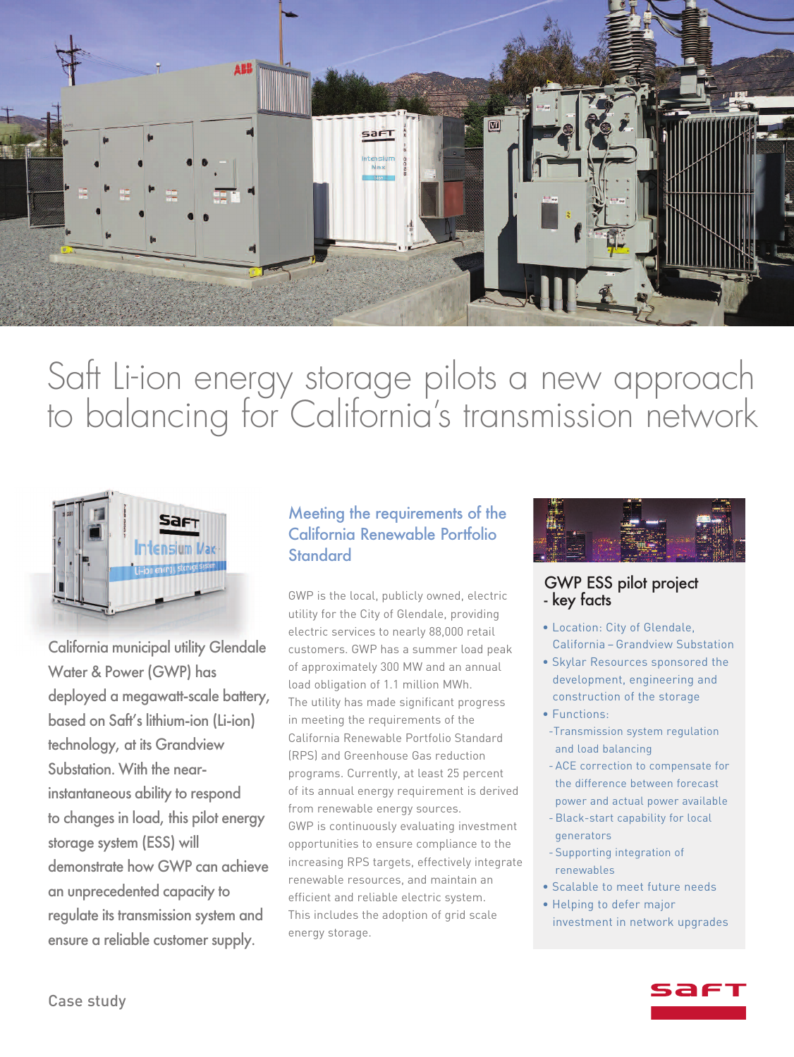# Saft Li-ion energy storage pilots a new approach to balancing for California's transmission network

California municipal utility Glendale Water & Power (GWP) has deployed a megawatt-scale battery, based on Saft's lithium-ion (Li-ion) technology, at its Grandview Substation. With the near-instantaneous ability to respond to changes in load, this pilot energy storage system (ESS) will demonstrate how GWP can achieve an unprecedented capacity to regulate its transmission system and ensure a reliable customer supply.

## Meeting the requirements of the California Renewable Portfolio Standard

GWP is the local, publicly owned, electric utility for the City of Glendale, providing electric services to nearly 88,000 retail customers. GWP has a summer load peak of approximately 300 MW and an annual load obligation of 1.1 million MWh. The utility has made significant progress in meeting the requirements of the California Renewable Portfolio Standard (RPS) and Greenhouse Gas reduction programs. Currently, at least 25 percent of its annual energy requirement is derived from renewable energy sources.

GWP is continuously evaluating investment opportunities to ensure compliance to the increasing RPS targets, effectively integrate renewable resources, and maintain an efficient and reliable electric system. This includes the adoption of grid scale energy storage.

## GWP ESS pilot project - key facts

- Location: City of Glendale, California – Grandview Substation
- Skylar Resources sponsored the development, engineering and construction of the storage
- Functions:
  - Transmission system regulation and load balancing
  - ACE correction to compensate for the difference between forecast power and actual power available
  - Black-start capability for local generators
  - Supporting integration of renewables
- Scalable to meet future needs
- Helping to defer major investment in network upgrades

Case study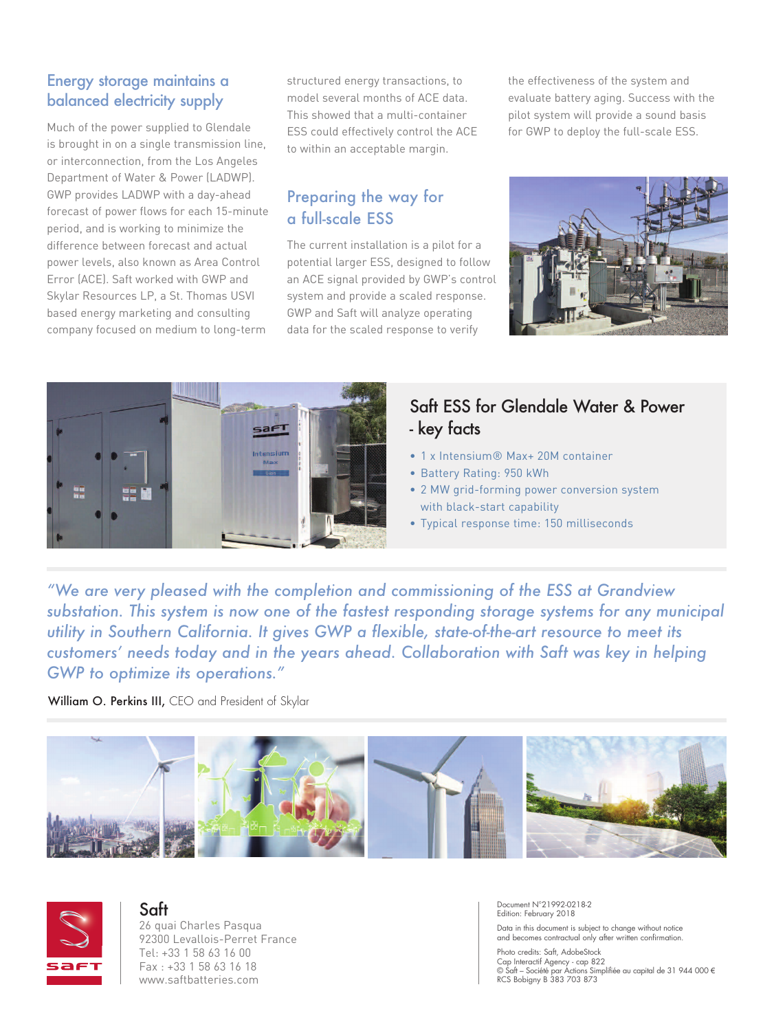## Energy storage maintains a balanced electricity supply

Much of the power supplied to Glendale is brought in on a single transmission line, or interconnection, from the Los Angeles Department of Water & Power (LADWP). GWP provides LADWP with a day-ahead forecast of power flows for each 15-minute period, and is working to minimize the difference between forecast and actual power levels, also known as Area Control Error (ACE). Saft worked with GWP and Skylar Resources LP, a St. Thomas USVI based energy marketing and consulting company focused on medium to long-term structured energy transactions, to model several months of ACE data. This showed that a multi-container ESS could effectively control the ACE to within an acceptable margin.

## Preparing the way for a full-scale ESS

The current installation is a pilot for a potential larger ESS, designed to follow an ACE signal provided by GWP's control system and provide a scaled response. GWP and Saft will analyze operating data for the scaled response to verify the effectiveness of the system and evaluate battery aging. Success with the pilot system will provide a sound basis for GWP to deploy the full-scale ESS.

## Saft ESS for Glendale Water & Power - key facts

- 1 x Intensium® Max+ 20M container
- Battery Rating: 950 kWh
- 2 MW grid-forming power conversion system with black-start capability
- Typical response time: 150 milliseconds

*"We are very pleased with the completion and commissioning of the ESS at Grandview substation. This system is now one of the fastest responding storage systems for any municipal utility in Southern California. It gives GWP a flexible, state-of-the-art resource to meet its customers' needs today and in the years ahead. Collaboration with Saft was key in helping GWP to optimize its operations."*

**William O. Perkins III,** CEO and President of Skylar

**Saft**
26 quai Charles Pasqua
92300 Levallois-Perret France
Tel: +33 1 58 63 16 00
Fax : +33 1 58 63 16 18
www.saftbatteries.com

Document N°21992-0218-2
Edition: February 2018

Data in this document is subject to change without notice and becomes contractual only after written confirmation.

Photo credits: Saft, AdobeStock
Cap Interactif Agency - cap 822
© Saft – Société par Actions Simplifiée au capital de 31 944 000 €
RCS Bobigny B 383 703 873